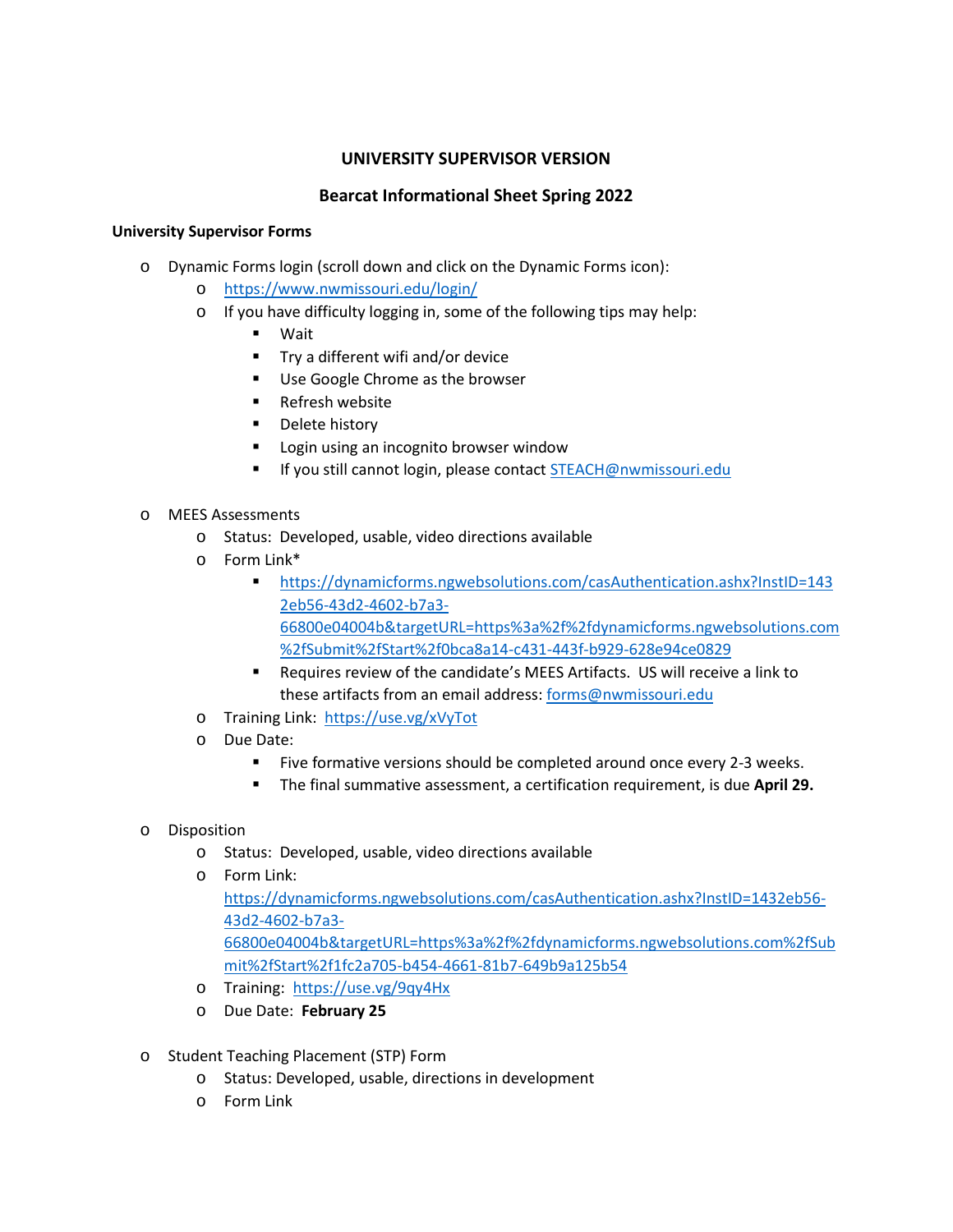**UNIVERSITY SUPERVISOR VERSION**

**Bearcat Informational Sheet Spring 2022**

**University Supervisor Forms**

- Dynamic Forms login (scroll down and click on the Dynamic Forms icon):
  - https://www.nwmissouri.edu/login/
  - If you have difficulty logging in, some of the following tips may help:
    - Wait
    - Try a different wifi and/or device
    - Use Google Chrome as the browser
    - Refresh website
    - Delete history
    - Login using an incognito browser window
    - If you still cannot login, please contact STEACH@nwmissouri.edu

- MEES Assessments
  - Status: Developed, usable, video directions available
  - Form Link*
    - https://dynamicforms.ngwebsolutions.com/casAuthentication.ashx?InstID=1432eb56-43d2-4602-b7a3-66800e04004b&targetURL=https%3a%2f%2fdynamicforms.ngwebsolutions.com%2fSubmit%2fStart%2f0bca8a14-c431-443f-b929-628e94ce0829
    - Requires review of the candidate's MEES Artifacts. US will receive a link to these artifacts from an email address: forms@nwmissouri.edu
  - Training Link: https://use.vg/xVyTot
  - Due Date:
    - Five formative versions should be completed around once every 2-3 weeks.
    - The final summative assessment, a certification requirement, is due **April 29.**

- Disposition
  - Status: Developed, usable, video directions available
  - Form Link: https://dynamicforms.ngwebsolutions.com/casAuthentication.ashx?InstID=1432eb56-43d2-4602-b7a3-66800e04004b&targetURL=https%3a%2f%2fdynamicforms.ngwebsolutions.com%2fSubmit%2fStart%2f1fc2a705-b454-4661-81b7-649b9a125b54
  - Training: https://use.vg/9qy4Hx
  - Due Date: **February 25**

- Student Teaching Placement (STP) Form
  - Status: Developed, usable, directions in development
  - Form Link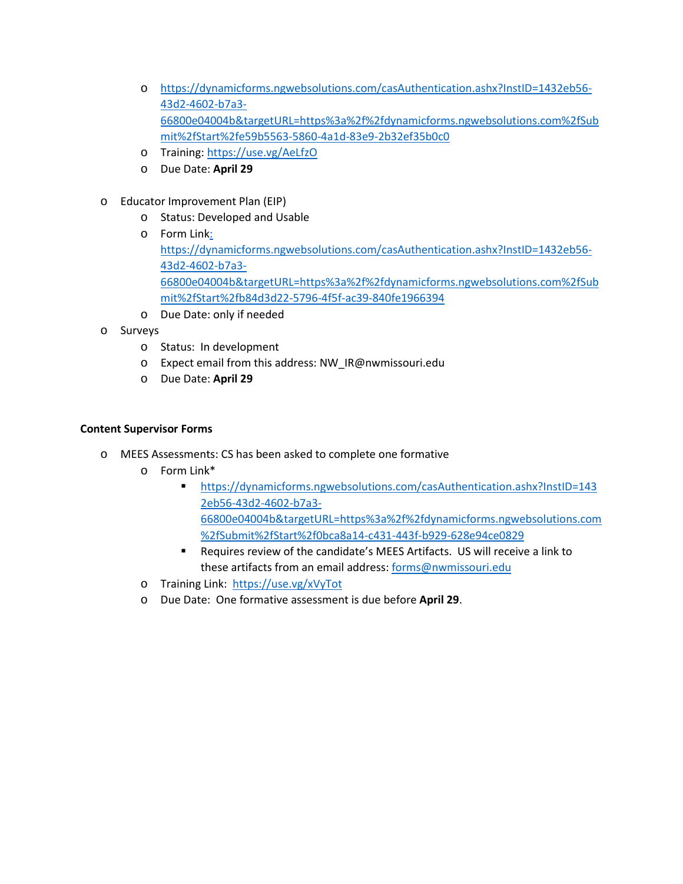- https://dynamicforms.ngwebsolutions.com/casAuthentication.ashx?InstID=1432eb56-43d2-4602-b7a3-66800e04004b&targetURL=https%3a%2f%2fdynamicforms.ngwebsolutions.com%2fSubmit%2fStart%2fe59b5563-5860-4a1d-83e9-2b32ef35b0c0
    - Training: https://use.vg/AeLfzO
    - Due Date: **April 29**

- Educator Improvement Plan (EIP)
    - Status: Developed and Usable
    - Form Link: https://dynamicforms.ngwebsolutions.com/casAuthentication.ashx?InstID=1432eb56-43d2-4602-b7a3-66800e04004b&targetURL=https%3a%2f%2fdynamicforms.ngwebsolutions.com%2fSubmit%2fStart%2fb84d3d22-5796-4f5f-ac39-840fe1966394
    - Due Date: only if needed
- Surveys
    - Status: In development
    - Expect email from this address: NW_IR@nwmissouri.edu
    - Due Date: **April 29**

**Content Supervisor Forms**

- MEES Assessments: CS has been asked to complete one formative
    - Form Link*
        - https://dynamicforms.ngwebsolutions.com/casAuthentication.ashx?InstID=1432eb56-43d2-4602-b7a3-66800e04004b&targetURL=https%3a%2f%2fdynamicforms.ngwebsolutions.com%2fSubmit%2fStart%2f0bca8a14-c431-443f-b929-628e94ce0829
        - Requires review of the candidate's MEES Artifacts. US will receive a link to these artifacts from an email address: forms@nwmissouri.edu
    - Training Link: https://use.vg/xVyTot
    - Due Date: One formative assessment is due before **April 29**.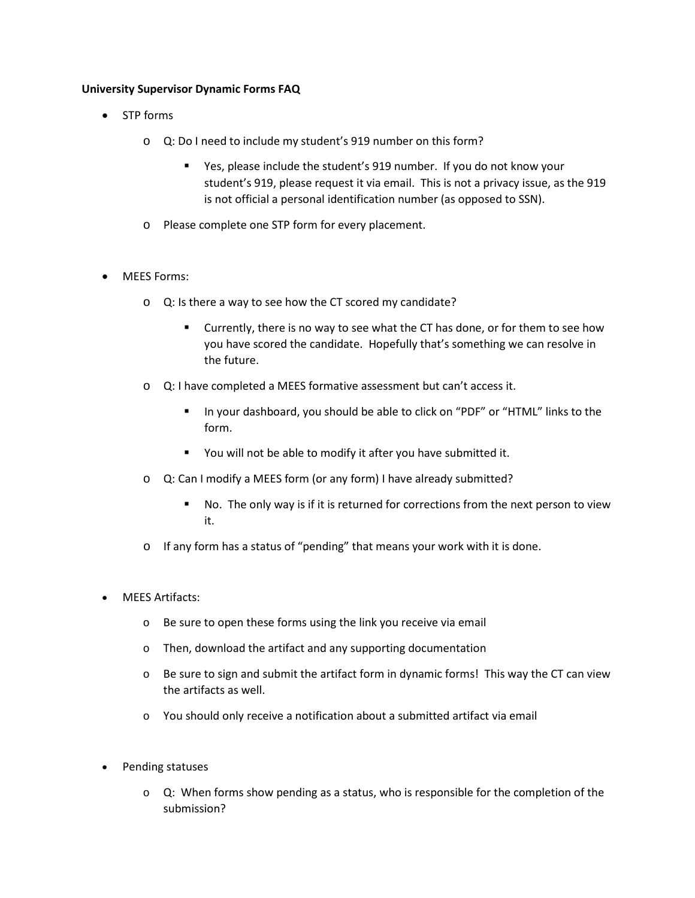**University Supervisor Dynamic Forms FAQ**

- STP forms
  - Q: Do I need to include my student's 919 number on this form?
    - Yes, please include the student's 919 number. If you do not know your student's 919, please request it via email. This is not a privacy issue, as the 919 is not official a personal identification number (as opposed to SSN).
  - Please complete one STP form for every placement.

- MEES Forms:
  - Q: Is there a way to see how the CT scored my candidate?
    - Currently, there is no way to see what the CT has done, or for them to see how you have scored the candidate. Hopefully that's something we can resolve in the future.
  - Q: I have completed a MEES formative assessment but can't access it.
    - In your dashboard, you should be able to click on "PDF" or "HTML" links to the form.
    - You will not be able to modify it after you have submitted it.
  - Q: Can I modify a MEES form (or any form) I have already submitted?
    - No. The only way is if it is returned for corrections from the next person to view it.
  - If any form has a status of "pending" that means your work with it is done.

- MEES Artifacts:
  - Be sure to open these forms using the link you receive via email
  - Then, download the artifact and any supporting documentation
  - Be sure to sign and submit the artifact form in dynamic forms! This way the CT can view the artifacts as well.
  - You should only receive a notification about a submitted artifact via email

- Pending statuses
  - Q: When forms show pending as a status, who is responsible for the completion of the submission?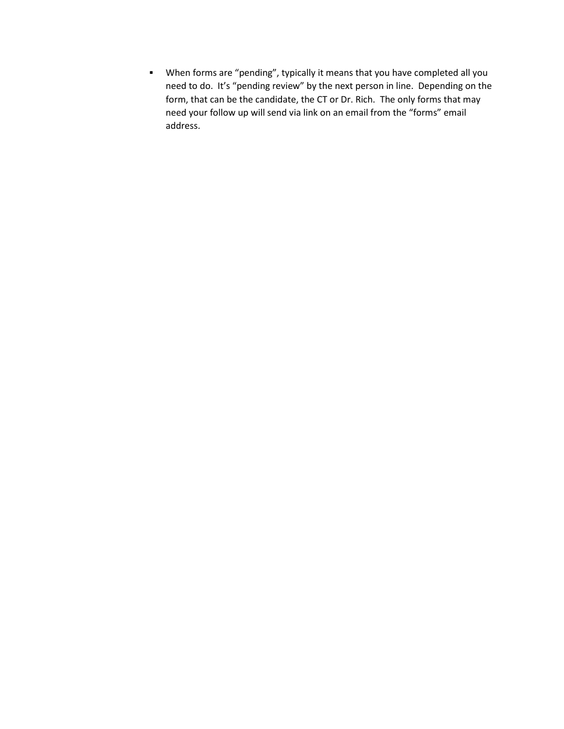- When forms are "pending", typically it means that you have completed all you need to do. It's "pending review" by the next person in line. Depending on the form, that can be the candidate, the CT or Dr. Rich. The only forms that may need your follow up will send via link on an email from the "forms" email address.